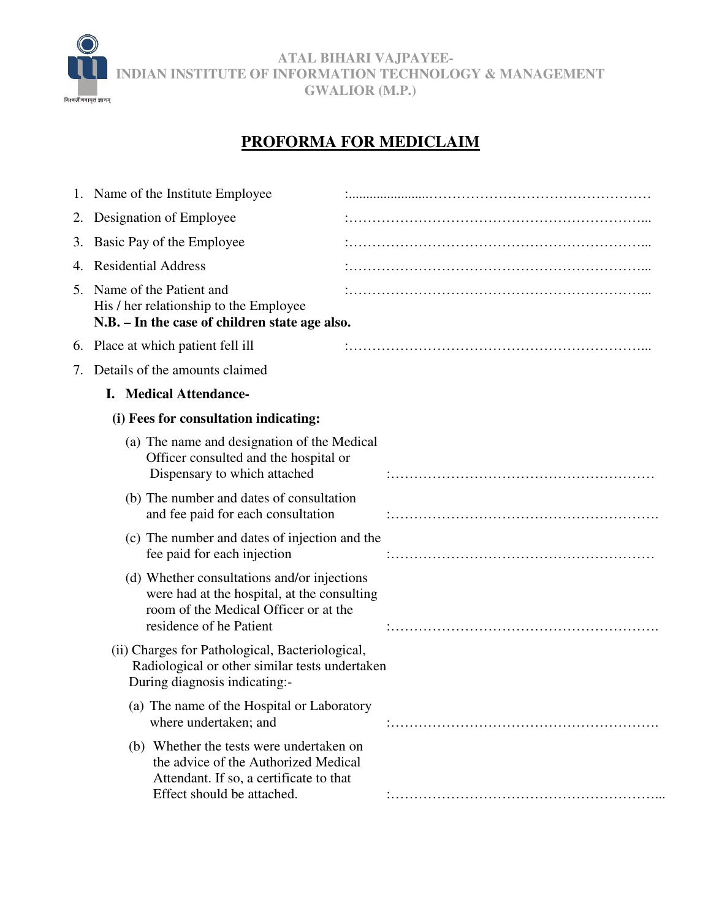ATAL BIHARI VAJPAYEE-
INDIAN INSTITUTE OF INFORMATION TECHNOLOGY & MANAGEMENT
GWALIOR (M.P.)

# PROFORMA FOR MEDICLAIM

1. Name of the Institute Employee :......................…………………………………………
2. Designation of Employee :………………………………………………………...
3. Basic Pay of the Employee :………………………………………………………...
4. Residential Address :………………………………………………………...
5. Name of the Patient and His / her relationship to the Employee :………………………………………………………...
   **N.B. – In the case of children state age also.**
6. Place at which patient fell ill :………………………………………………………...
7. Details of the amounts claimed

   **I. Medical Attendance-**

   **(i) Fees for consultation indicating:**

   (a) The name and designation of the Medical Officer consulted and the hospital or Dispensary to which attached :…………………………………………………

   (b) The number and dates of consultation and fee paid for each consultation :………………………………………………….

   (c) The number and dates of injection and the fee paid for each injection :…………………………………………………

   (d) Whether consultations and/or injections were had at the hospital, at the consulting room of the Medical Officer or at the residence of he Patient :………………………………………………….

   (ii) Charges for Pathological, Bacteriological, Radiological or other similar tests undertaken During diagnosis indicating:-

   (a) The name of the Hospital or Laboratory where undertaken; and :………………………………………………….

   (b) Whether the tests were undertaken on the advice of the Authorized Medical Attendant. If so, a certificate to that Effect should be attached. :…………………………………………………...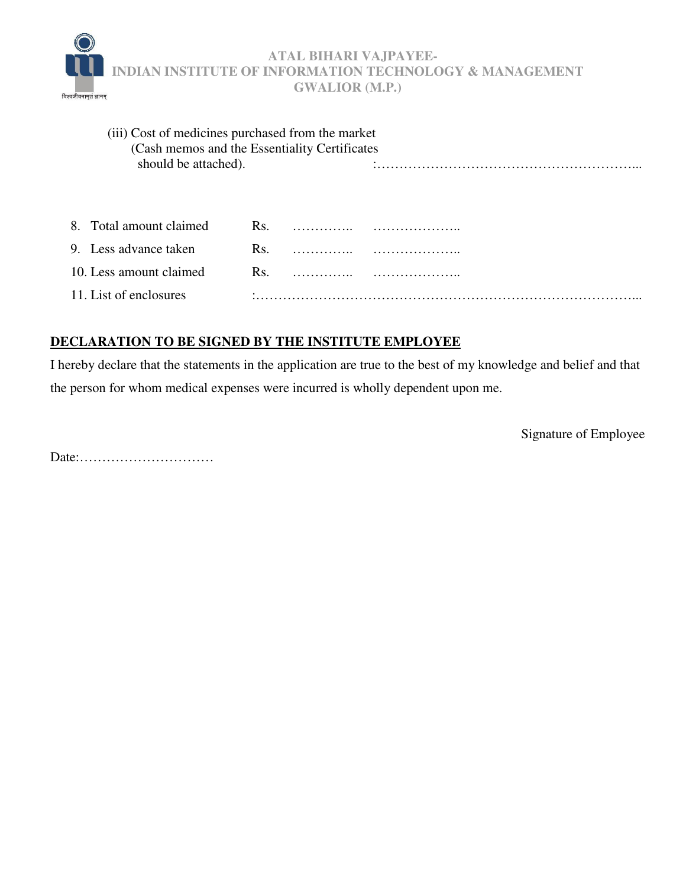(iii) Cost of medicines purchased from the market (Cash memos and the Essentiality Certificates should be attached). :…………………………………………………...

| | | | |
|---|---|---|---|
| 8. Total amount claimed | Rs. | ………….. | ……………….. |
| 9. Less advance taken | Rs. | ………….. | ……………….. |
| 10. Less amount claimed | Rs. | ………….. | ……………….. |

11. List of enclosures :…………………………………………………………………………...

**DECLARATION TO BE SIGNED BY THE INSTITUTE EMPLOYEE**

I hereby declare that the statements in the application are true to the best of my knowledge and belief and that the person for whom medical expenses were incurred is wholly dependent upon me.

Signature of Employee

Date:…………………………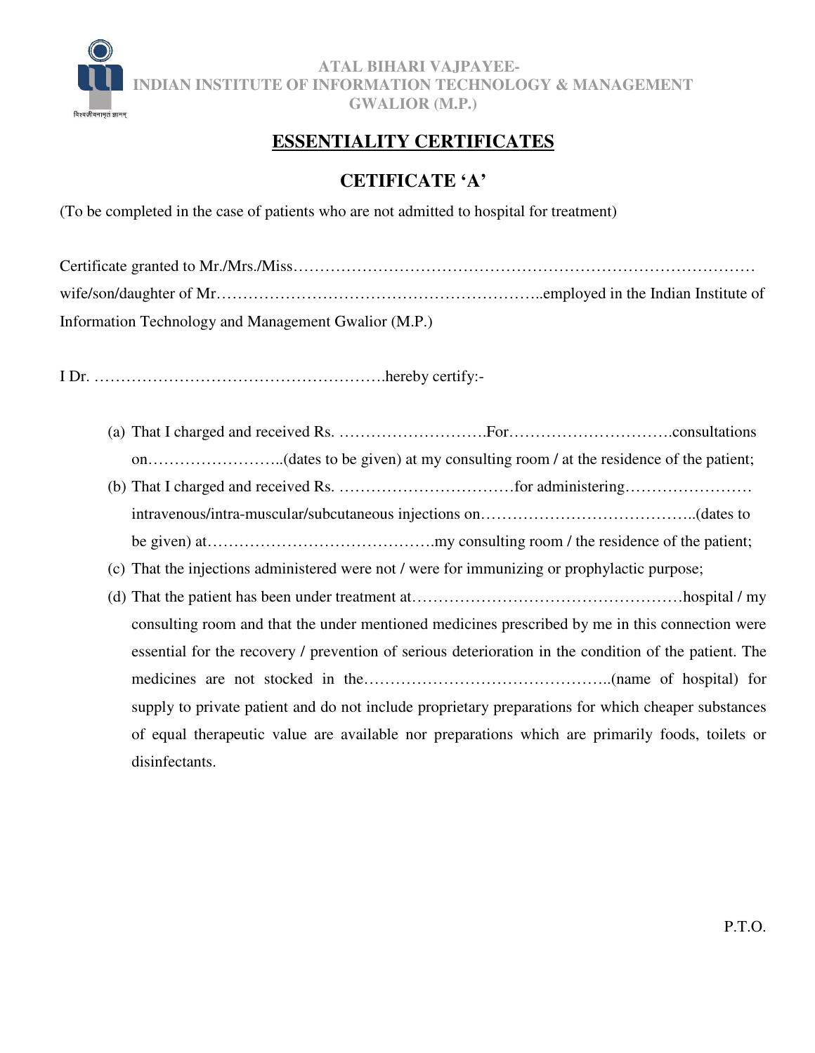ATAL BIHARI VAJPAYEE-
INDIAN INSTITUTE OF INFORMATION TECHNOLOGY & MANAGEMENT
GWALIOR (M.P.)

# ESSENTIALITY CERTIFICATES

## CETIFICATE 'A'

(To be completed in the case of patients who are not admitted to hospital for treatment)

Certificate granted to Mr./Mrs./Miss…………………………………………………………………………… wife/son/daughter of Mr……………………………………………………..employed in the Indian Institute of Information Technology and Management Gwalior (M.P.)

I Dr. ……………………………………………….hereby certify:-

(a) That I charged and received Rs. ……………………….For………………………….consultations on……………………..(dates to be given) at my consulting room / at the residence of the patient;
(b) That I charged and received Rs. ……………………………for administering…………………… intravenous/intra-muscular/subcutaneous injections on…………………………………..(dates to be given) at…………………………………….my consulting room / the residence of the patient;
(c) That the injections administered were not / were for immunizing or prophylactic purpose;
(d) That the patient has been under treatment at……………………………………………hospital / my consulting room and that the under mentioned medicines prescribed by me in this connection were essential for the recovery / prevention of serious deterioration in the condition of the patient. The medicines are not stocked in the………………………………………..(name of hospital) for supply to private patient and do not include proprietary preparations for which cheaper substances of equal therapeutic value are available nor preparations which are primarily foods, toilets or disinfectants.

P.T.O.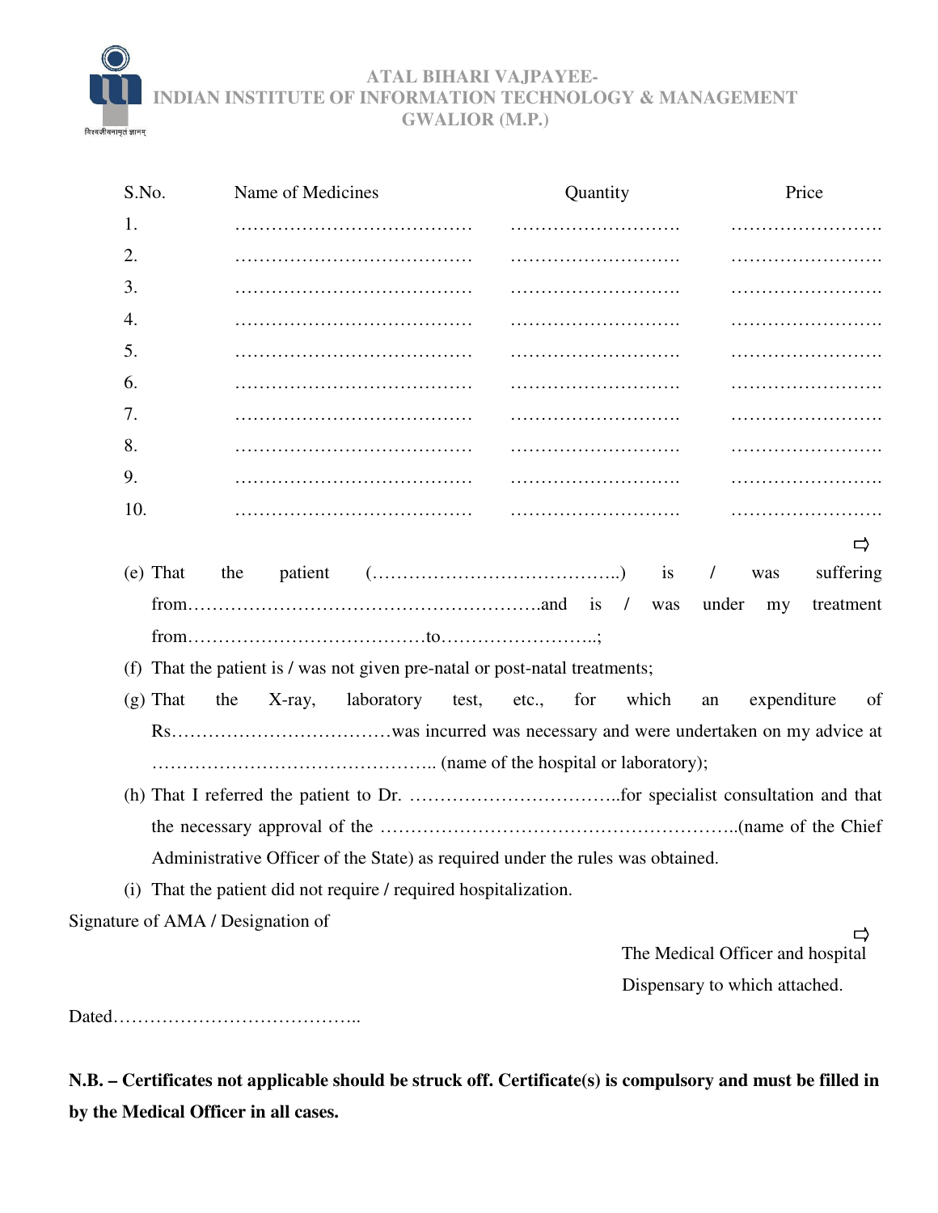ATAL BIHARI VAJPAYEE-
INDIAN INSTITUTE OF INFORMATION TECHNOLOGY & MANAGEMENT
GWALIOR (M.P.)

| S.No. | Name of Medicines | Quantity | Price |
|---|---|---|---|
| 1. | ………………………………… | ………………………. | ……………………. |
| 2. | ………………………………… | ………………………. | ……………………. |
| 3. | ………………………………… | ………………………. | ……………………. |
| 4. | ………………………………… | ………………………. | ……………………. |
| 5. | ………………………………… | ………………………. | ……………………. |
| 6. | ………………………………… | ………………………. | ……………………. |
| 7. | ………………………………… | ………………………. | ……………………. |
| 8. | ………………………………… | ………………………. | ……………………. |
| 9. | ………………………………… | ………………………. | ……………………. |
| 10. | ………………………………… | ………………………. | ……………………. |

⇨

(e) That the patient (…………………………………..) is / was suffering from…………………………………………………and is / was under my treatment from…………………………………to……………………..;

(f) That the patient is / was not given pre-natal or post-natal treatments;

(g) That the X-ray, laboratory test, etc., for which an expenditure of Rs………………………………was incurred was necessary and were undertaken on my advice at ……………………………………….. (name of the hospital or laboratory);

(h) That I referred the patient to Dr. ……………………………..for specialist consultation and that the necessary approval of the ………………………………………………..(name of the Chief Administrative Officer of the State) as required under the rules was obtained.

(i) That the patient did not require / required hospitalization.

Signature of AMA / Designation of

⇨

The Medical Officer and hospital
Dispensary to which attached.

Dated…………………………………..

**N.B. – Certificates not applicable should be struck off. Certificate(s) is compulsory and must be filled in by the Medical Officer in all cases.**